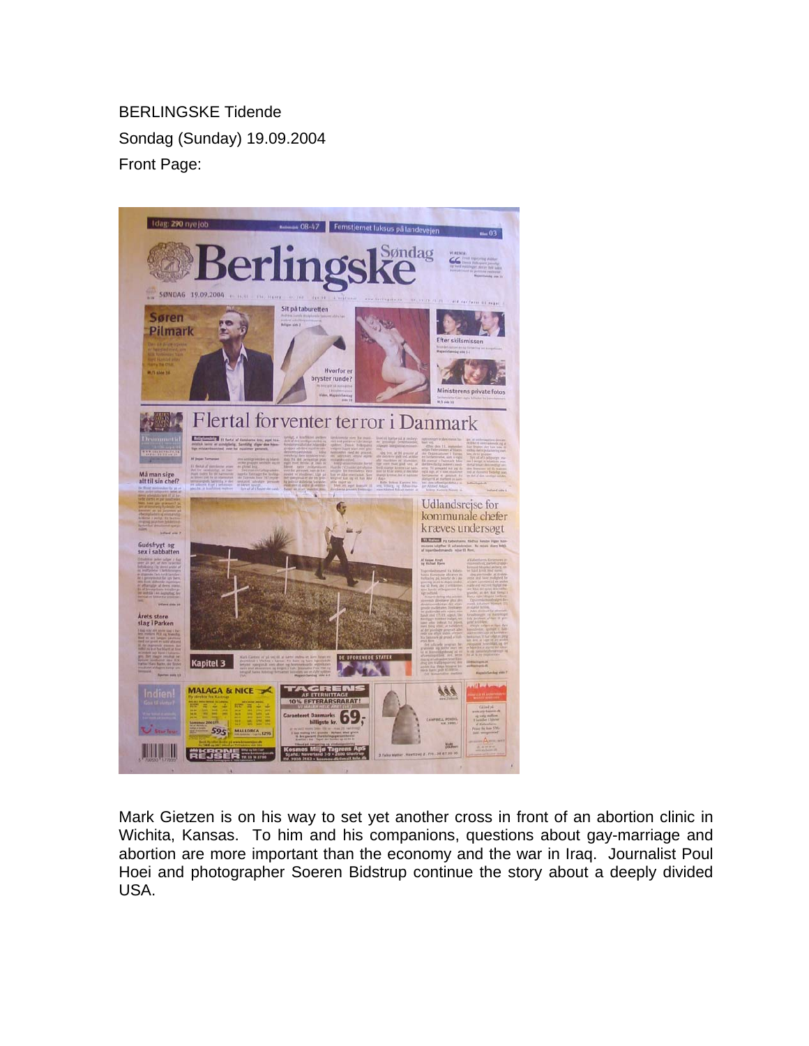BERLINGSKE Tidende

Sondag (Sunday) 19.09.2004

Front Page:

Mark Gietzen is on his way to set yet another cross in front of an abortion clinic in Wichita, Kansas. To him and his companions, questions about gay-marriage and abortion are more important than the economy and the war in Iraq. Journalist Poul Hoei and photographer Soeren Bidstrup continue the story about a deeply divided USA.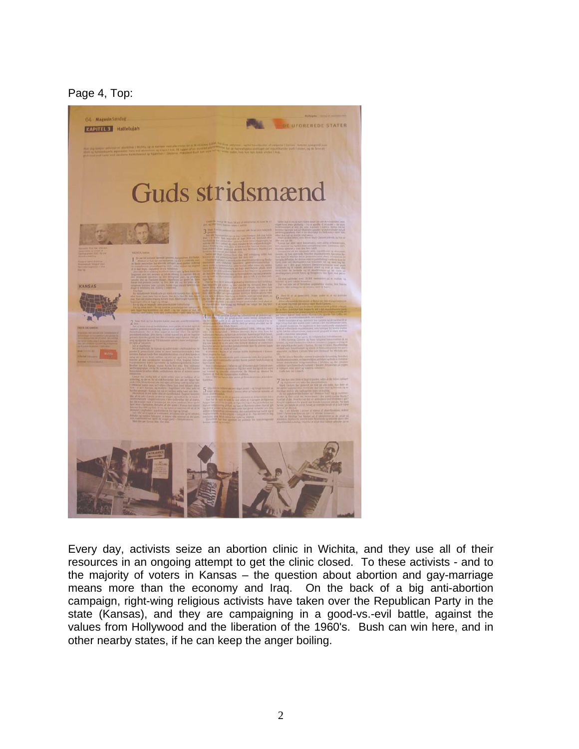Page 4, Top:

Every day, activists seize an abortion clinic in Wichita, and they use all of their resources in an ongoing attempt to get the clinic closed. To these activists - and to the majority of voters in Kansas – the question about abortion and gay-marriage means more than the economy and Iraq. On the back of a big anti-abortion campaign, right-wing religious activists have taken over the Republican Party in the state (Kansas), and they are campaigning in a good-vs.-evil battle, against the values from Hollywood and the liberation of the 1960's. Bush can win here, and in other nearby states, if he can keep the anger boiling.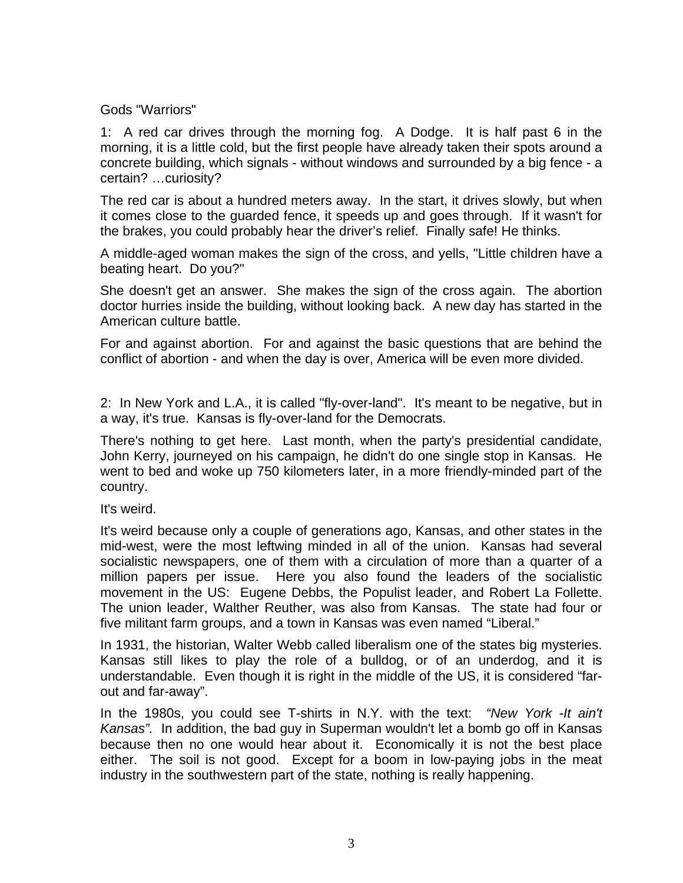Gods "Warriors"

1: A red car drives through the morning fog. A Dodge. It is half past 6 in the morning, it is a little cold, but the first people have already taken their spots around a concrete building, which signals - without windows and surrounded by a big fence - a certain? …curiosity?

The red car is about a hundred meters away. In the start, it drives slowly, but when it comes close to the guarded fence, it speeds up and goes through. If it wasn't for the brakes, you could probably hear the driver's relief. Finally safe! He thinks.

A middle-aged woman makes the sign of the cross, and yells, "Little children have a beating heart. Do you?"

She doesn't get an answer. She makes the sign of the cross again. The abortion doctor hurries inside the building, without looking back. A new day has started in the American culture battle.

For and against abortion. For and against the basic questions that are behind the conflict of abortion - and when the day is over, America will be even more divided.

2: In New York and L.A., it is called "fly-over-land". It's meant to be negative, but in a way, it's true. Kansas is fly-over-land for the Democrats.

There's nothing to get here. Last month, when the party's presidential candidate, John Kerry, journeyed on his campaign, he didn't do one single stop in Kansas. He went to bed and woke up 750 kilometers later, in a more friendly-minded part of the country.

It's weird.

It's weird because only a couple of generations ago, Kansas, and other states in the mid-west, were the most leftwing minded in all of the union. Kansas had several socialistic newspapers, one of them with a circulation of more than a quarter of a million papers per issue. Here you also found the leaders of the socialistic movement in the US: Eugene Debbs, the Populist leader, and Robert La Follette. The union leader, Walther Reuther, was also from Kansas. The state had four or five militant farm groups, and a town in Kansas was even named "Liberal."

In 1931, the historian, Walter Webb called liberalism one of the states big mysteries. Kansas still likes to play the role of a bulldog, or of an underdog, and it is understandable. Even though it is right in the middle of the US, it is considered "far-out and far-away".

In the 1980s, you could see T-shirts in N.Y. with the text: *"New York -It ain't Kansas".* In addition, the bad guy in Superman wouldn't let a bomb go off in Kansas because then no one would hear about it. Economically it is not the best place either. The soil is not good. Except for a boom in low-paying jobs in the meat industry in the southwestern part of the state, nothing is really happening.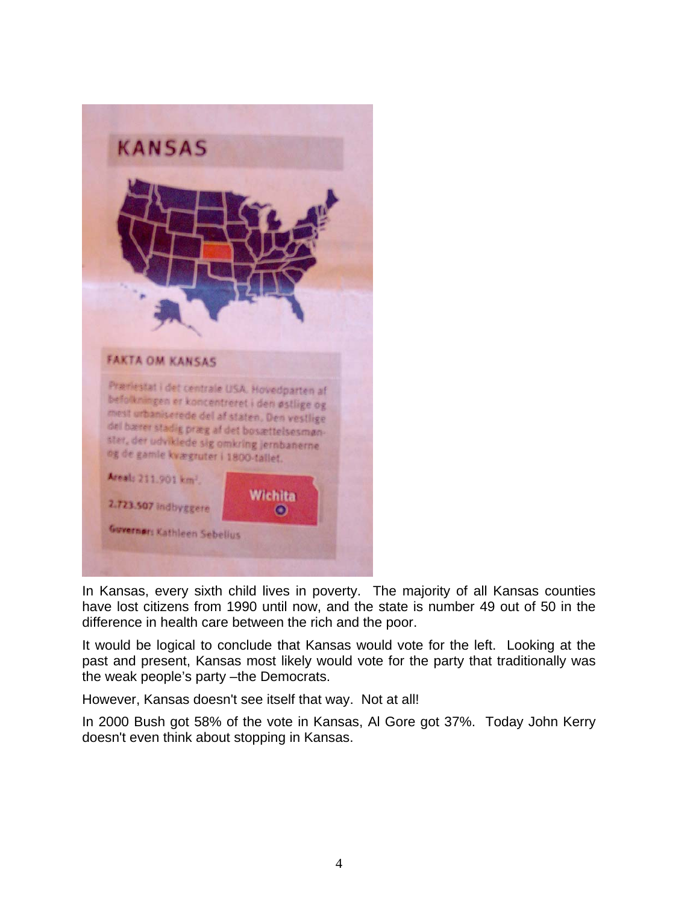KANSAS

FAKTA OM KANSAS

Præriestat i det centrale USA. Hovedparten af befolkningen er koncentreret i den østlige og mest urbaniserede del af staten. Den vestlige del bærer stadig præg af det bosættelsesmønster, der udviklede sig omkring jernbanerne og de gamle kvægruter i 1800-tallet.

**Areal:** 211.901 km².

**2.723.507** indbyggere

**Guvernør:** Kathleen Sebelius

Wichita

In Kansas, every sixth child lives in poverty. The majority of all Kansas counties have lost citizens from 1990 until now, and the state is number 49 out of 50 in the difference in health care between the rich and the poor.

It would be logical to conclude that Kansas would vote for the left. Looking at the past and present, Kansas most likely would vote for the party that traditionally was the weak people's party –the Democrats.

However, Kansas doesn't see itself that way. Not at all!

In 2000 Bush got 58% of the vote in Kansas, Al Gore got 37%. Today John Kerry doesn't even think about stopping in Kansas.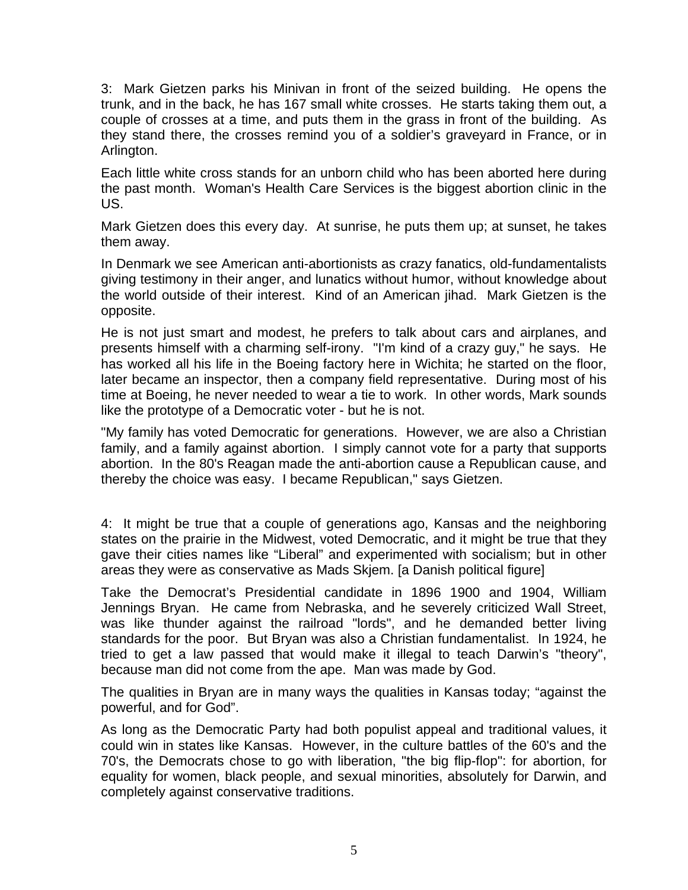3: Mark Gietzen parks his Minivan in front of the seized building. He opens the trunk, and in the back, he has 167 small white crosses. He starts taking them out, a couple of crosses at a time, and puts them in the grass in front of the building. As they stand there, the crosses remind you of a soldier's graveyard in France, or in Arlington.

Each little white cross stands for an unborn child who has been aborted here during the past month. Woman's Health Care Services is the biggest abortion clinic in the US.

Mark Gietzen does this every day. At sunrise, he puts them up; at sunset, he takes them away.

In Denmark we see American anti-abortionists as crazy fanatics, old-fundamentalists giving testimony in their anger, and lunatics without humor, without knowledge about the world outside of their interest. Kind of an American jihad. Mark Gietzen is the opposite.

He is not just smart and modest, he prefers to talk about cars and airplanes, and presents himself with a charming self-irony. "I'm kind of a crazy guy," he says. He has worked all his life in the Boeing factory here in Wichita; he started on the floor, later became an inspector, then a company field representative. During most of his time at Boeing, he never needed to wear a tie to work. In other words, Mark sounds like the prototype of a Democratic voter - but he is not.

"My family has voted Democratic for generations. However, we are also a Christian family, and a family against abortion. I simply cannot vote for a party that supports abortion. In the 80's Reagan made the anti-abortion cause a Republican cause, and thereby the choice was easy. I became Republican," says Gietzen.

4: It might be true that a couple of generations ago, Kansas and the neighboring states on the prairie in the Midwest, voted Democratic, and it might be true that they gave their cities names like "Liberal" and experimented with socialism; but in other areas they were as conservative as Mads Skjem. [a Danish political figure]

Take the Democrat's Presidential candidate in 1896 1900 and 1904, William Jennings Bryan. He came from Nebraska, and he severely criticized Wall Street, was like thunder against the railroad "lords", and he demanded better living standards for the poor. But Bryan was also a Christian fundamentalist. In 1924, he tried to get a law passed that would make it illegal to teach Darwin's "theory", because man did not come from the ape. Man was made by God.

The qualities in Bryan are in many ways the qualities in Kansas today; "against the powerful, and for God".

As long as the Democratic Party had both populist appeal and traditional values, it could win in states like Kansas. However, in the culture battles of the 60's and the 70's, the Democrats chose to go with liberation, "the big flip-flop": for abortion, for equality for women, black people, and sexual minorities, absolutely for Darwin, and completely against conservative traditions.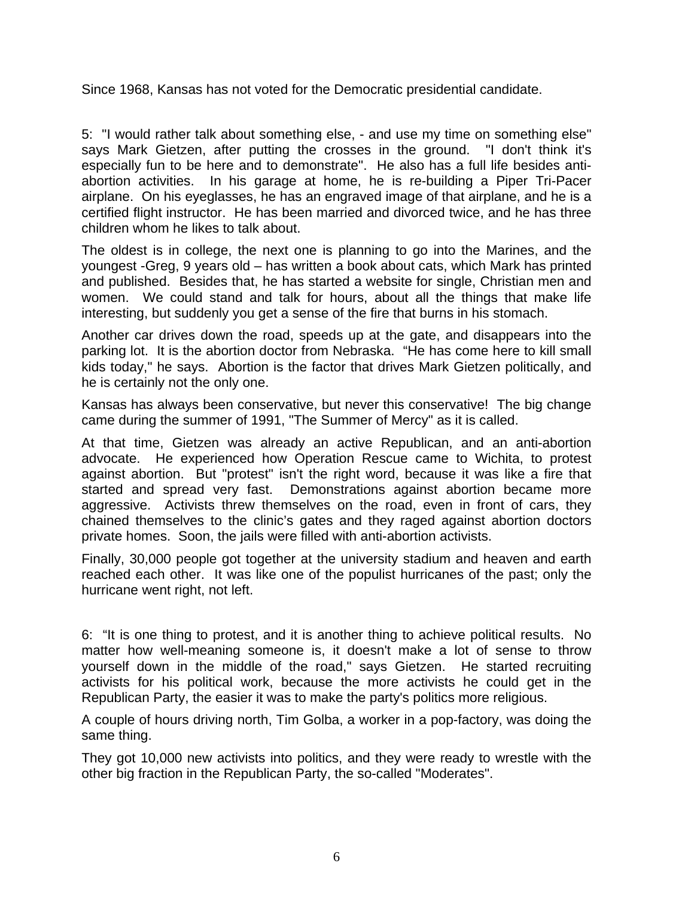Since 1968, Kansas has not voted for the Democratic presidential candidate.

5: "I would rather talk about something else, - and use my time on something else" says Mark Gietzen, after putting the crosses in the ground. "I don't think it's especially fun to be here and to demonstrate". He also has a full life besides anti-abortion activities. In his garage at home, he is re-building a Piper Tri-Pacer airplane. On his eyeglasses, he has an engraved image of that airplane, and he is a certified flight instructor. He has been married and divorced twice, and he has three children whom he likes to talk about.

The oldest is in college, the next one is planning to go into the Marines, and the youngest -Greg, 9 years old – has written a book about cats, which Mark has printed and published. Besides that, he has started a website for single, Christian men and women. We could stand and talk for hours, about all the things that make life interesting, but suddenly you get a sense of the fire that burns in his stomach.

Another car drives down the road, speeds up at the gate, and disappears into the parking lot. It is the abortion doctor from Nebraska. "He has come here to kill small kids today," he says. Abortion is the factor that drives Mark Gietzen politically, and he is certainly not the only one.

Kansas has always been conservative, but never this conservative! The big change came during the summer of 1991, "The Summer of Mercy" as it is called.

At that time, Gietzen was already an active Republican, and an anti-abortion advocate. He experienced how Operation Rescue came to Wichita, to protest against abortion. But "protest" isn't the right word, because it was like a fire that started and spread very fast. Demonstrations against abortion became more aggressive. Activists threw themselves on the road, even in front of cars, they chained themselves to the clinic's gates and they raged against abortion doctors private homes. Soon, the jails were filled with anti-abortion activists.

Finally, 30,000 people got together at the university stadium and heaven and earth reached each other. It was like one of the populist hurricanes of the past; only the hurricane went right, not left.

6: "It is one thing to protest, and it is another thing to achieve political results. No matter how well-meaning someone is, it doesn't make a lot of sense to throw yourself down in the middle of the road," says Gietzen. He started recruiting activists for his political work, because the more activists he could get in the Republican Party, the easier it was to make the party's politics more religious.

A couple of hours driving north, Tim Golba, a worker in a pop-factory, was doing the same thing.

They got 10,000 new activists into politics, and they were ready to wrestle with the other big fraction in the Republican Party, the so-called "Moderates".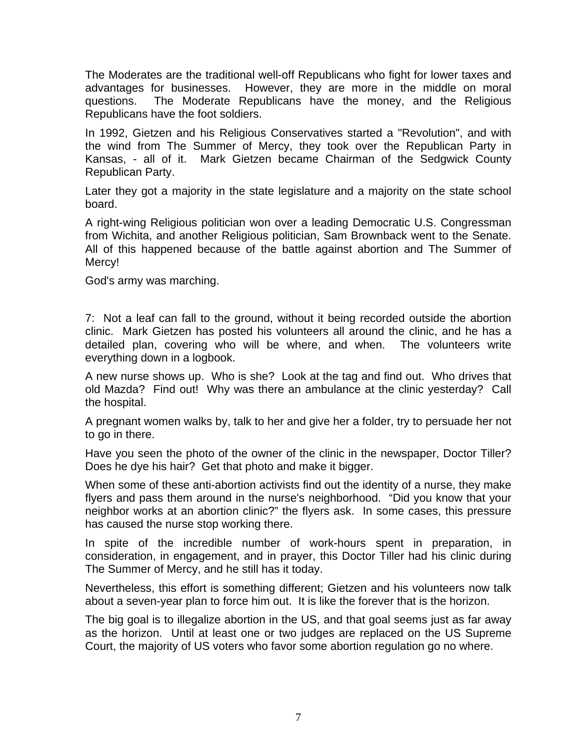The Moderates are the traditional well-off Republicans who fight for lower taxes and advantages for businesses. However, they are more in the middle on moral questions. The Moderate Republicans have the money, and the Religious Republicans have the foot soldiers.

In 1992, Gietzen and his Religious Conservatives started a "Revolution", and with the wind from The Summer of Mercy, they took over the Republican Party in Kansas, - all of it. Mark Gietzen became Chairman of the Sedgwick County Republican Party.

Later they got a majority in the state legislature and a majority on the state school board.

A right-wing Religious politician won over a leading Democratic U.S. Congressman from Wichita, and another Religious politician, Sam Brownback went to the Senate. All of this happened because of the battle against abortion and The Summer of Mercy!

God's army was marching.

7: Not a leaf can fall to the ground, without it being recorded outside the abortion clinic. Mark Gietzen has posted his volunteers all around the clinic, and he has a detailed plan, covering who will be where, and when. The volunteers write everything down in a logbook.

A new nurse shows up. Who is she? Look at the tag and find out. Who drives that old Mazda? Find out! Why was there an ambulance at the clinic yesterday? Call the hospital.

A pregnant women walks by, talk to her and give her a folder, try to persuade her not to go in there.

Have you seen the photo of the owner of the clinic in the newspaper, Doctor Tiller? Does he dye his hair? Get that photo and make it bigger.

When some of these anti-abortion activists find out the identity of a nurse, they make flyers and pass them around in the nurse's neighborhood. “Did you know that your neighbor works at an abortion clinic?” the flyers ask. In some cases, this pressure has caused the nurse stop working there.

In spite of the incredible number of work-hours spent in preparation, in consideration, in engagement, and in prayer, this Doctor Tiller had his clinic during The Summer of Mercy, and he still has it today.

Nevertheless, this effort is something different; Gietzen and his volunteers now talk about a seven-year plan to force him out. It is like the forever that is the horizon.

The big goal is to illegalize abortion in the US, and that goal seems just as far away as the horizon. Until at least one or two judges are replaced on the US Supreme Court, the majority of US voters who favor some abortion regulation go no where.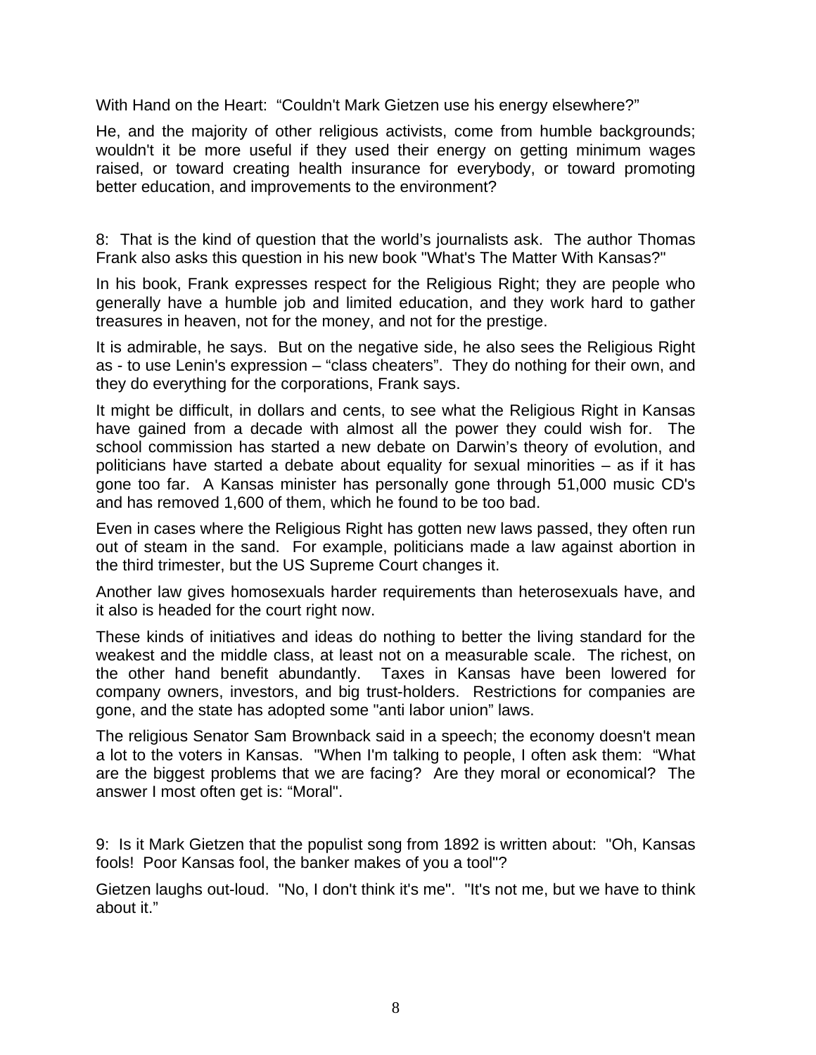With Hand on the Heart: "Couldn't Mark Gietzen use his energy elsewhere?"

He, and the majority of other religious activists, come from humble backgrounds; wouldn't it be more useful if they used their energy on getting minimum wages raised, or toward creating health insurance for everybody, or toward promoting better education, and improvements to the environment?

8: That is the kind of question that the world's journalists ask. The author Thomas Frank also asks this question in his new book "What's The Matter With Kansas?"

In his book, Frank expresses respect for the Religious Right; they are people who generally have a humble job and limited education, and they work hard to gather treasures in heaven, not for the money, and not for the prestige.

It is admirable, he says. But on the negative side, he also sees the Religious Right as - to use Lenin's expression – "class cheaters". They do nothing for their own, and they do everything for the corporations, Frank says.

It might be difficult, in dollars and cents, to see what the Religious Right in Kansas have gained from a decade with almost all the power they could wish for. The school commission has started a new debate on Darwin's theory of evolution, and politicians have started a debate about equality for sexual minorities – as if it has gone too far. A Kansas minister has personally gone through 51,000 music CD's and has removed 1,600 of them, which he found to be too bad.

Even in cases where the Religious Right has gotten new laws passed, they often run out of steam in the sand. For example, politicians made a law against abortion in the third trimester, but the US Supreme Court changes it.

Another law gives homosexuals harder requirements than heterosexuals have, and it also is headed for the court right now.

These kinds of initiatives and ideas do nothing to better the living standard for the weakest and the middle class, at least not on a measurable scale. The richest, on the other hand benefit abundantly. Taxes in Kansas have been lowered for company owners, investors, and big trust-holders. Restrictions for companies are gone, and the state has adopted some "anti labor union" laws.

The religious Senator Sam Brownback said in a speech; the economy doesn't mean a lot to the voters in Kansas. "When I'm talking to people, I often ask them: "What are the biggest problems that we are facing? Are they moral or economical? The answer I most often get is: "Moral".

9: Is it Mark Gietzen that the populist song from 1892 is written about: "Oh, Kansas fools! Poor Kansas fool, the banker makes of you a tool"?

Gietzen laughs out-loud. "No, I don't think it's me". "It's not me, but we have to think about it."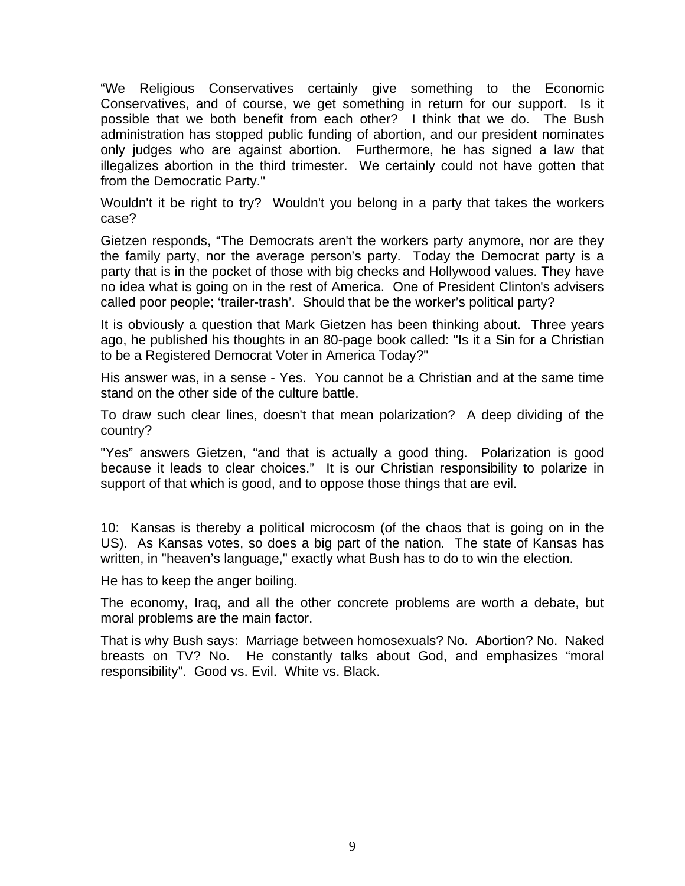“We Religious Conservatives certainly give something to the Economic Conservatives, and of course, we get something in return for our support. Is it possible that we both benefit from each other? I think that we do. The Bush administration has stopped public funding of abortion, and our president nominates only judges who are against abortion. Furthermore, he has signed a law that illegalizes abortion in the third trimester. We certainly could not have gotten that from the Democratic Party."

Wouldn't it be right to try? Wouldn't you belong in a party that takes the workers case?

Gietzen responds, “The Democrats aren't the workers party anymore, nor are they the family party, nor the average person’s party. Today the Democrat party is a party that is in the pocket of those with big checks and Hollywood values. They have no idea what is going on in the rest of America. One of President Clinton's advisers called poor people; ‘trailer-trash’. Should that be the worker’s political party?

It is obviously a question that Mark Gietzen has been thinking about. Three years ago, he published his thoughts in an 80-page book called: "Is it a Sin for a Christian to be a Registered Democrat Voter in America Today?"

His answer was, in a sense - Yes. You cannot be a Christian and at the same time stand on the other side of the culture battle.

To draw such clear lines, doesn't that mean polarization? A deep dividing of the country?

"Yes” answers Gietzen, “and that is actually a good thing. Polarization is good because it leads to clear choices.” It is our Christian responsibility to polarize in support of that which is good, and to oppose those things that are evil.

10: Kansas is thereby a political microcosm (of the chaos that is going on in the US). As Kansas votes, so does a big part of the nation. The state of Kansas has written, in "heaven’s language," exactly what Bush has to do to win the election.

He has to keep the anger boiling.

The economy, Iraq, and all the other concrete problems are worth a debate, but moral problems are the main factor.

That is why Bush says: Marriage between homosexuals? No. Abortion? No. Naked breasts on TV? No. He constantly talks about God, and emphasizes “moral responsibility". Good vs. Evil. White vs. Black.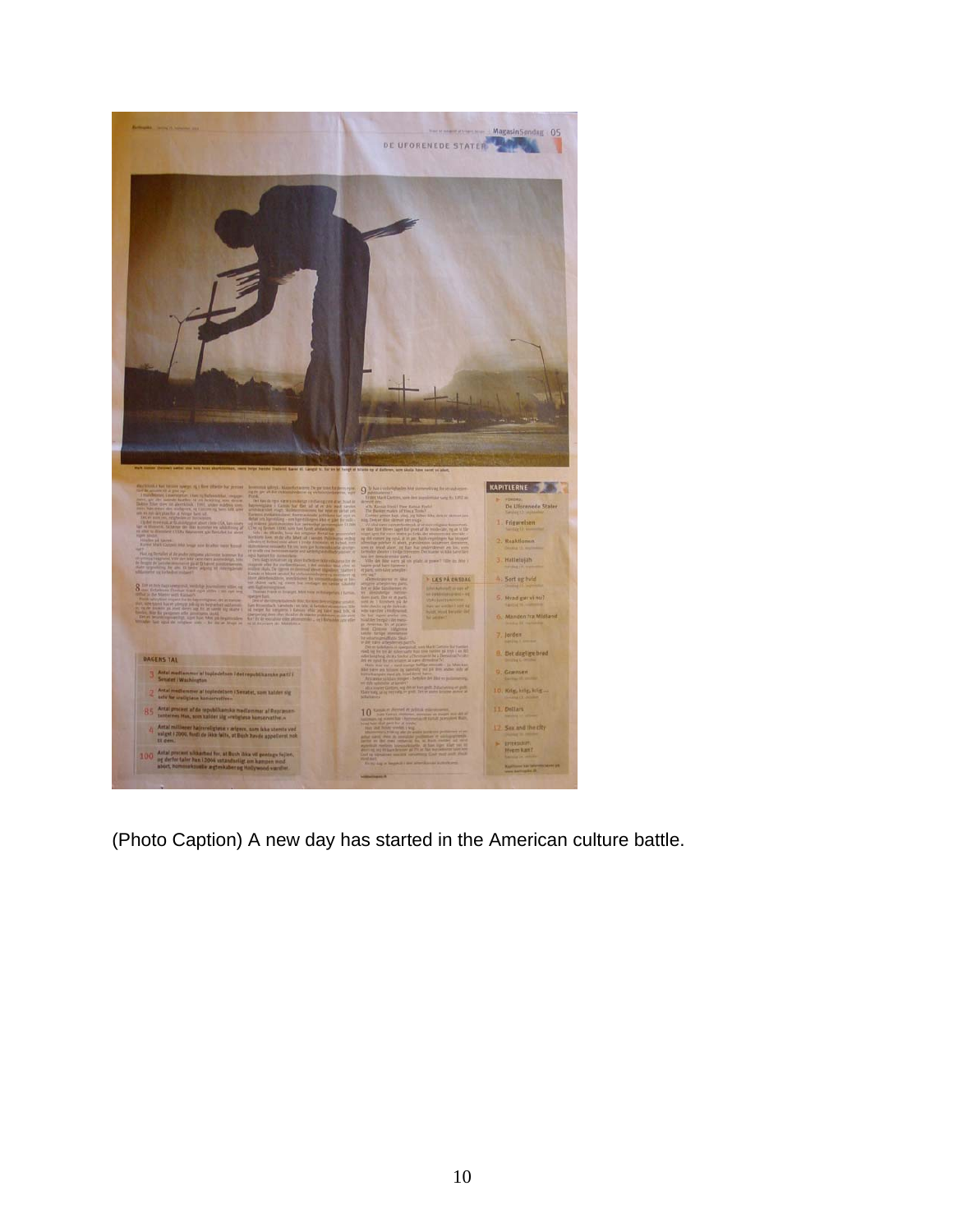(Photo Caption) A new day has started in the American culture battle.